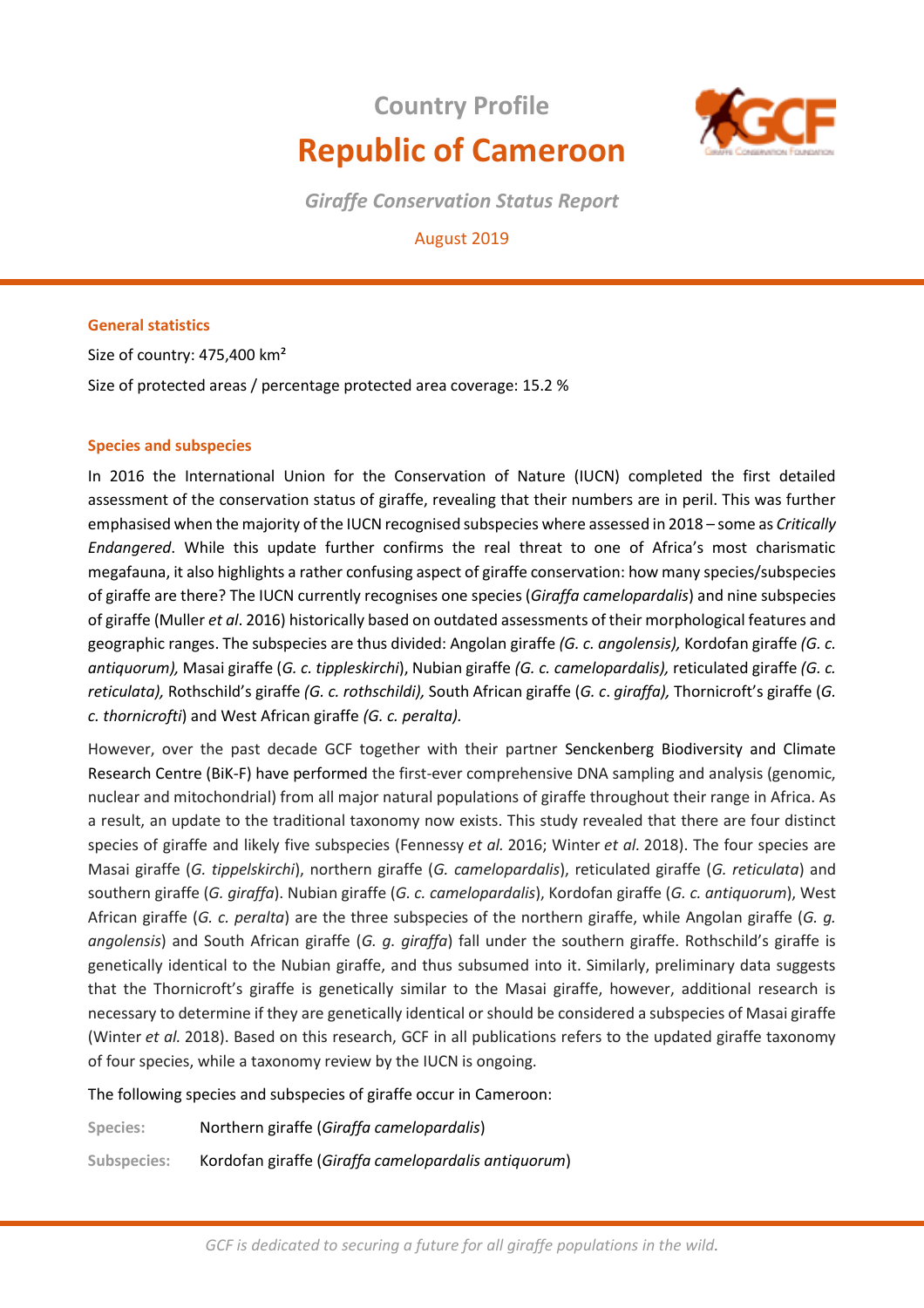## Country Profile

# Republic of Cameroon

***Giraffe Conservation Status Report***

August 2019

### General statistics

Size of country: 475,400 km²

Size of protected areas / percentage protected area coverage: 15.2 %

### Species and subspecies

In 2016 the International Union for the Conservation of Nature (IUCN) completed the first detailed assessment of the conservation status of giraffe, revealing that their numbers are in peril. This was further emphasised when the majority of the IUCN recognised subspecies where assessed in 2018 – some as *Critically Endangered*. While this update further confirms the real threat to one of Africa's most charismatic megafauna, it also highlights a rather confusing aspect of giraffe conservation: how many species/subspecies of giraffe are there? The IUCN currently recognises one species (*Giraffa camelopardalis*) and nine subspecies of giraffe (Muller *et al*. 2016) historically based on outdated assessments of their morphological features and geographic ranges. The subspecies are thus divided: Angolan giraffe *(G. c. angolensis),* Kordofan giraffe *(G. c. antiquorum),* Masai giraffe (*G. c. tippleskirchi*), Nubian giraffe *(G. c. camelopardalis),* reticulated giraffe *(G. c. reticulata),* Rothschild's giraffe *(G. c. rothschildi),* South African giraffe (*G. c. giraffa),* Thornicroft's giraffe (*G. c. thornicrofti*) and West African giraffe *(G. c. peralta).*

However, over the past decade GCF together with their partner Senckenberg Biodiversity and Climate Research Centre (BiK-F) have performed the first-ever comprehensive DNA sampling and analysis (genomic, nuclear and mitochondrial) from all major natural populations of giraffe throughout their range in Africa. As a result, an update to the traditional taxonomy now exists. This study revealed that there are four distinct species of giraffe and likely five subspecies (Fennessy *et al.* 2016; Winter *et al*. 2018). The four species are Masai giraffe (*G. tippelskirchi*), northern giraffe (*G. camelopardalis*), reticulated giraffe (*G. reticulata*) and southern giraffe (*G. giraffa*). Nubian giraffe (*G. c. camelopardalis*), Kordofan giraffe (*G. c. antiquorum*), West African giraffe (*G. c. peralta*) are the three subspecies of the northern giraffe, while Angolan giraffe (*G. g. angolensis*) and South African giraffe (*G. g. giraffa*) fall under the southern giraffe. Rothschild's giraffe is genetically identical to the Nubian giraffe, and thus subsumed into it. Similarly, preliminary data suggests that the Thornicroft's giraffe is genetically similar to the Masai giraffe, however, additional research is necessary to determine if they are genetically identical or should be considered a subspecies of Masai giraffe (Winter *et al.* 2018). Based on this research, GCF in all publications refers to the updated giraffe taxonomy of four species, while a taxonomy review by the IUCN is ongoing.

The following species and subspecies of giraffe occur in Cameroon:

**Species:** Northern giraffe (*Giraffa camelopardalis*)

**Subspecies:** Kordofan giraffe (*Giraffa camelopardalis antiquorum*)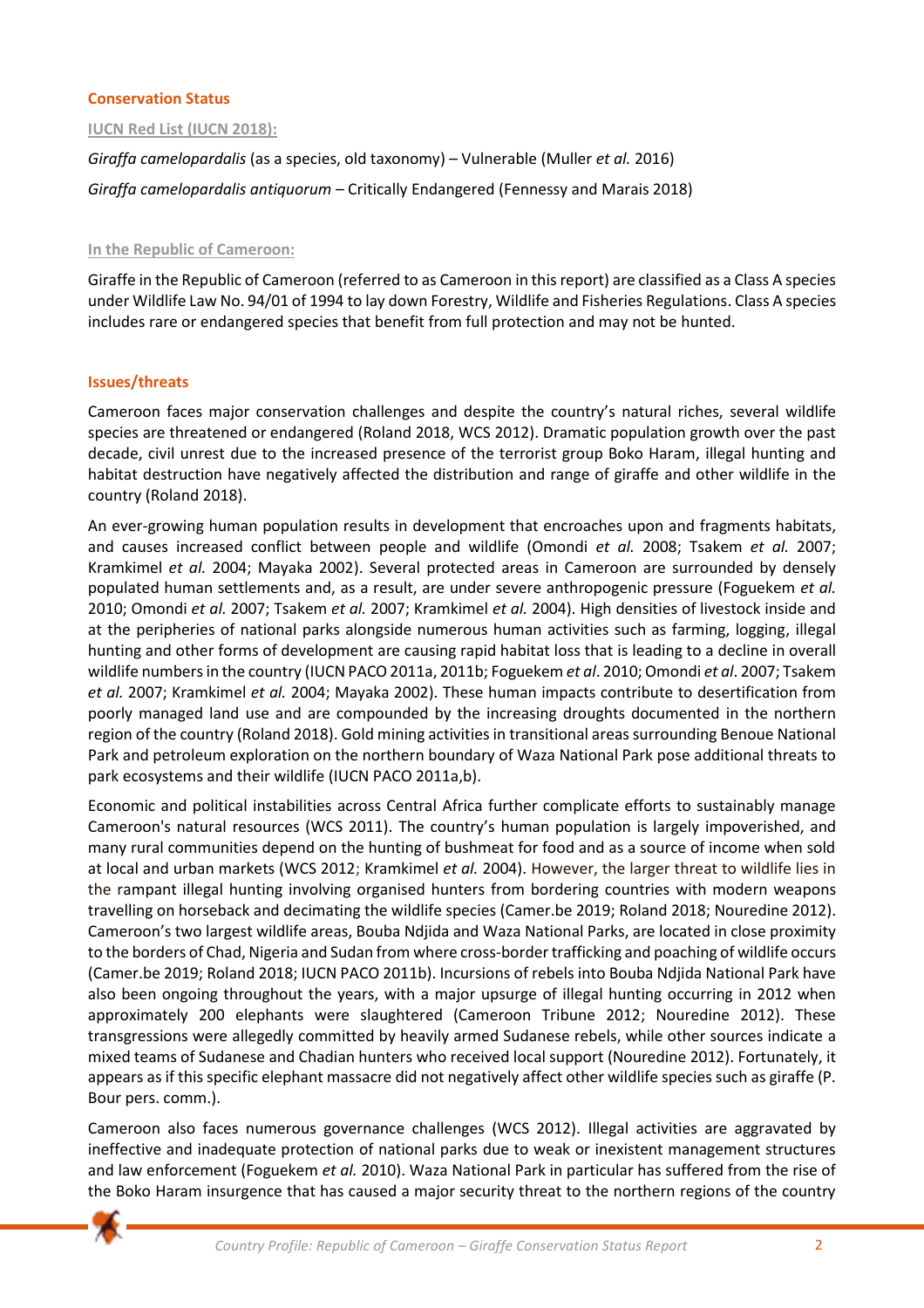## Conservation Status

### IUCN Red List (IUCN 2018):

*Giraffa camelopardalis* (as a species, old taxonomy) – Vulnerable (Muller *et al.* 2016)

*Giraffa camelopardalis antiquorum* – Critically Endangered (Fennessy and Marais 2018)

### In the Republic of Cameroon:

Giraffe in the Republic of Cameroon (referred to as Cameroon in this report) are classified as a Class A species under Wildlife Law No. 94/01 of 1994 to lay down Forestry, Wildlife and Fisheries Regulations. Class A species includes rare or endangered species that benefit from full protection and may not be hunted.

## Issues/threats

Cameroon faces major conservation challenges and despite the country's natural riches, several wildlife species are threatened or endangered (Roland 2018, WCS 2012). Dramatic population growth over the past decade, civil unrest due to the increased presence of the terrorist group Boko Haram, illegal hunting and habitat destruction have negatively affected the distribution and range of giraffe and other wildlife in the country (Roland 2018).

An ever-growing human population results in development that encroaches upon and fragments habitats, and causes increased conflict between people and wildlife (Omondi *et al.* 2008; Tsakem *et al.* 2007; Kramkimel *et al.* 2004; Mayaka 2002). Several protected areas in Cameroon are surrounded by densely populated human settlements and, as a result, are under severe anthropogenic pressure (Foguekem *et al.* 2010; Omondi *et al.* 2007; Tsakem *et al.* 2007; Kramkimel *et al.* 2004). High densities of livestock inside and at the peripheries of national parks alongside numerous human activities such as farming, logging, illegal hunting and other forms of development are causing rapid habitat loss that is leading to a decline in overall wildlife numbers in the country (IUCN PACO 2011a, 2011b; Foguekem *et al*. 2010; Omondi *et al*. 2007; Tsakem *et al.* 2007; Kramkimel *et al.* 2004; Mayaka 2002). These human impacts contribute to desertification from poorly managed land use and are compounded by the increasing droughts documented in the northern region of the country (Roland 2018). Gold mining activities in transitional areas surrounding Benoue National Park and petroleum exploration on the northern boundary of Waza National Park pose additional threats to park ecosystems and their wildlife (IUCN PACO 2011a,b).

Economic and political instabilities across Central Africa further complicate efforts to sustainably manage Cameroon's natural resources (WCS 2011). The country's human population is largely impoverished, and many rural communities depend on the hunting of bushmeat for food and as a source of income when sold at local and urban markets (WCS 2012; Kramkimel *et al.* 2004). However, the larger threat to wildlife lies in the rampant illegal hunting involving organised hunters from bordering countries with modern weapons travelling on horseback and decimating the wildlife species (Camer.be 2019; Roland 2018; Nouredine 2012). Cameroon's two largest wildlife areas, Bouba Ndjida and Waza National Parks, are located in close proximity to the borders of Chad, Nigeria and Sudan from where cross-border trafficking and poaching of wildlife occurs (Camer.be 2019; Roland 2018; IUCN PACO 2011b). Incursions of rebels into Bouba Ndjida National Park have also been ongoing throughout the years, with a major upsurge of illegal hunting occurring in 2012 when approximately 200 elephants were slaughtered (Cameroon Tribune 2012; Nouredine 2012). These transgressions were allegedly committed by heavily armed Sudanese rebels, while other sources indicate a mixed teams of Sudanese and Chadian hunters who received local support (Nouredine 2012). Fortunately, it appears as if this specific elephant massacre did not negatively affect other wildlife species such as giraffe (P. Bour pers. comm.).

Cameroon also faces numerous governance challenges (WCS 2012). Illegal activities are aggravated by ineffective and inadequate protection of national parks due to weak or inexistent management structures and law enforcement (Foguekem *et al.* 2010). Waza National Park in particular has suffered from the rise of the Boko Haram insurgence that has caused a major security threat to the northern regions of the country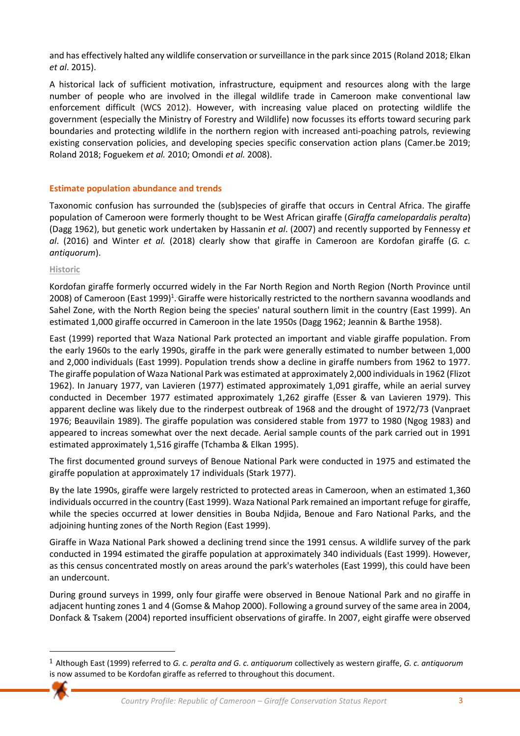and has effectively halted any wildlife conservation or surveillance in the park since 2015 (Roland 2018; Elkan *et al*. 2015).

A historical lack of sufficient motivation, infrastructure, equipment and resources along with the large number of people who are involved in the illegal wildlife trade in Cameroon make conventional law enforcement difficult (WCS 2012). However, with increasing value placed on protecting wildlife the government (especially the Ministry of Forestry and Wildlife) now focusses its efforts toward securing park boundaries and protecting wildlife in the northern region with increased anti-poaching patrols, reviewing existing conservation policies, and developing species specific conservation action plans (Camer.be 2019; Roland 2018; Foguekem *et al.* 2010; Omondi *et al.* 2008).

### Estimate population abundance and trends

Taxonomic confusion has surrounded the (sub)species of giraffe that occurs in Central Africa. The giraffe population of Cameroon were formerly thought to be West African giraffe (*Giraffa camelopardalis peralta*) (Dagg 1962), but genetic work undertaken by Hassanin *et al*. (2007) and recently supported by Fennessy *et al*. (2016) and Winter *et al.* (2018) clearly show that giraffe in Cameroon are Kordofan giraffe (*G. c. antiquorum*).

#### Historic

Kordofan giraffe formerly occurred widely in the Far North Region and North Region (North Province until 2008) of Cameroon (East 1999)[1]. Giraffe were historically restricted to the northern savanna woodlands and Sahel Zone, with the North Region being the species' natural southern limit in the country (East 1999). An estimated 1,000 giraffe occurred in Cameroon in the late 1950s (Dagg 1962; Jeannin & Barthe 1958).

East (1999) reported that Waza National Park protected an important and viable giraffe population. From the early 1960s to the early 1990s, giraffe in the park were generally estimated to number between 1,000 and 2,000 individuals (East 1999). Population trends show a decline in giraffe numbers from 1962 to 1977. The giraffe population of Waza National Park was estimated at approximately 2,000 individuals in 1962 (Flizot 1962). In January 1977, van Lavieren (1977) estimated approximately 1,091 giraffe, while an aerial survey conducted in December 1977 estimated approximately 1,262 giraffe (Esser & van Lavieren 1979). This apparent decline was likely due to the rinderpest outbreak of 1968 and the drought of 1972/73 (Vanpraet 1976; Beauvilain 1989). The giraffe population was considered stable from 1977 to 1980 (Ngog 1983) and appeared to increas somewhat over the next decade. Aerial sample counts of the park carried out in 1991 estimated approximately 1,516 giraffe (Tchamba & Elkan 1995).

The first documented ground surveys of Benoue National Park were conducted in 1975 and estimated the giraffe population at approximately 17 individuals (Stark 1977).

By the late 1990s, giraffe were largely restricted to protected areas in Cameroon, when an estimated 1,360 individuals occurred in the country (East 1999). Waza National Park remained an important refuge for giraffe, while the species occurred at lower densities in Bouba Ndjida, Benoue and Faro National Parks, and the adjoining hunting zones of the North Region (East 1999).

Giraffe in Waza National Park showed a declining trend since the 1991 census. A wildlife survey of the park conducted in 1994 estimated the giraffe population at approximately 340 individuals (East 1999). However, as this census concentrated mostly on areas around the park's waterholes (East 1999), this could have been an undercount.

During ground surveys in 1999, only four giraffe were observed in Benoue National Park and no giraffe in adjacent hunting zones 1 and 4 (Gomse & Mahop 2000). Following a ground survey of the same area in 2004, Donfack & Tsakem (2004) reported insufficient observations of giraffe. In 2007, eight giraffe were observed

[1] Although East (1999) referred to *G. c. peralta and G. c. antiquorum* collectively as western giraffe, *G. c. antiquorum* is now assumed to be Kordofan giraffe as referred to throughout this document.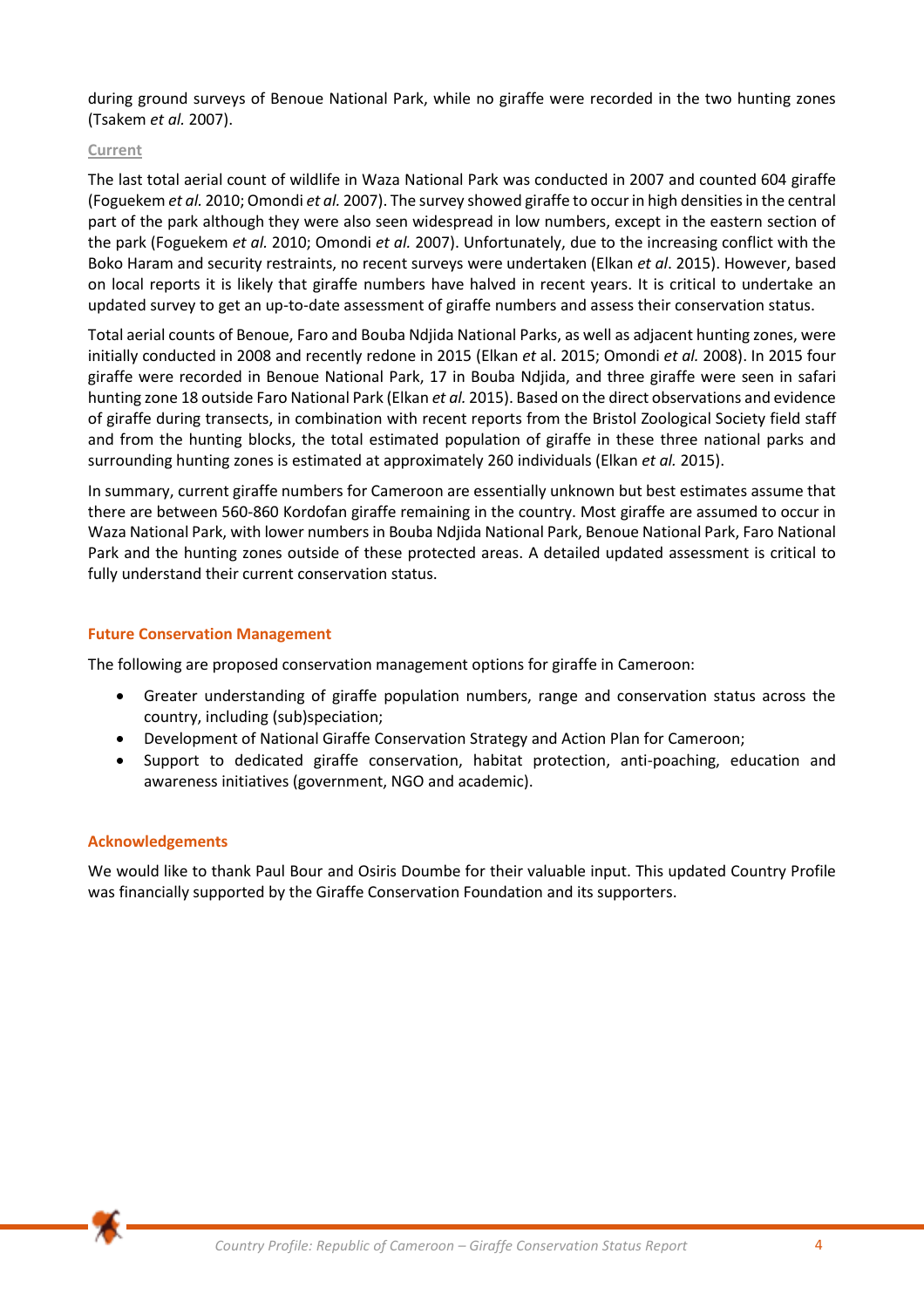during ground surveys of Benoue National Park, while no giraffe were recorded in the two hunting zones (Tsakem *et al.* 2007).

### Current

The last total aerial count of wildlife in Waza National Park was conducted in 2007 and counted 604 giraffe (Foguekem *et al.* 2010; Omondi *et al.* 2007). The survey showed giraffe to occur in high densities in the central part of the park although they were also seen widespread in low numbers, except in the eastern section of the park (Foguekem *et al.* 2010; Omondi *et al.* 2007). Unfortunately, due to the increasing conflict with the Boko Haram and security restraints, no recent surveys were undertaken (Elkan *et al*. 2015). However, based on local reports it is likely that giraffe numbers have halved in recent years. It is critical to undertake an updated survey to get an up-to-date assessment of giraffe numbers and assess their conservation status.

Total aerial counts of Benoue, Faro and Bouba Ndjida National Parks, as well as adjacent hunting zones, were initially conducted in 2008 and recently redone in 2015 (Elkan *et* al. 2015; Omondi *et al.* 2008). In 2015 four giraffe were recorded in Benoue National Park, 17 in Bouba Ndjida, and three giraffe were seen in safari hunting zone 18 outside Faro National Park (Elkan *et al.* 2015). Based on the direct observations and evidence of giraffe during transects, in combination with recent reports from the Bristol Zoological Society field staff and from the hunting blocks, the total estimated population of giraffe in these three national parks and surrounding hunting zones is estimated at approximately 260 individuals (Elkan *et al.* 2015).

In summary, current giraffe numbers for Cameroon are essentially unknown but best estimates assume that there are between 560-860 Kordofan giraffe remaining in the country. Most giraffe are assumed to occur in Waza National Park, with lower numbers in Bouba Ndjida National Park, Benoue National Park, Faro National Park and the hunting zones outside of these protected areas. A detailed updated assessment is critical to fully understand their current conservation status.

## Future Conservation Management

The following are proposed conservation management options for giraffe in Cameroon:

- Greater understanding of giraffe population numbers, range and conservation status across the country, including (sub)speciation;
- Development of National Giraffe Conservation Strategy and Action Plan for Cameroon;
- Support to dedicated giraffe conservation, habitat protection, anti-poaching, education and awareness initiatives (government, NGO and academic).

## Acknowledgements

We would like to thank Paul Bour and Osiris Doumbe for their valuable input. This updated Country Profile was financially supported by the Giraffe Conservation Foundation and its supporters.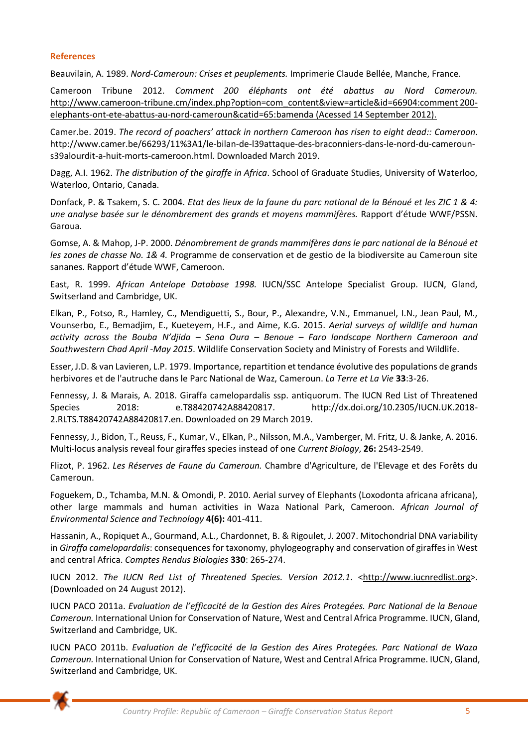#### References

Beauvilain, A. 1989. *Nord-Cameroun: Crises et peuplements.* Imprimerie Claude Bellée, Manche, France.

Cameroon Tribune 2012. *Comment 200 éléphants ont été abattus au Nord Cameroun.* http://www.cameroon-tribune.cm/index.php?option=com_content&view=article&id=66904:comment 200-elephants-ont-ete-abattus-au-nord-cameroun&catid=65:bamenda (Acessed 14 September 2012).

Camer.be. 2019. *The record of poachers' attack in northern Cameroon has risen to eight dead:: Cameroon*. http://www.camer.be/66293/11%3A1/le-bilan-de-l39attaque-des-braconniers-dans-le-nord-du-cameroun-s39alourdit-a-huit-morts-cameroon.html. Downloaded March 2019.

Dagg, A.I. 1962. *The distribution of the giraffe in Africa*. School of Graduate Studies, University of Waterloo, Waterloo, Ontario, Canada.

Donfack, P. & Tsakem, S. C. 2004. *Etat des lieux de la faune du parc national de la Bénoué et les ZIC 1 & 4: une analyse basée sur le dénombrement des grands et moyens mammifères.* Rapport d'étude WWF/PSSN. Garoua.

Gomse, A. & Mahop, J-P. 2000. *Dénombrement de grands mammifères dans le parc national de la Bénoué et les zones de chasse No. 1& 4.* Programme de conservation et de gestio de la biodiversite au Cameroun site sananes. Rapport d'étude WWF, Cameroon.

East, R. 1999. *African Antelope Database 1998.* IUCN/SSC Antelope Specialist Group. IUCN, Gland, Switserland and Cambridge, UK.

Elkan, P., Fotso, R., Hamley, C., Mendiguetti, S., Bour, P., Alexandre, V.N., Emmanuel, I.N., Jean Paul, M., Vounserbo, E., Bemadjim, E., Kueteyem, H.F., and Aime, K.G. 2015. *Aerial surveys of wildlife and human activity across the Bouba N'djida – Sena Oura – Benoue – Faro landscape Northern Cameroon and Southwestern Chad April -May 2015*. Wildlife Conservation Society and Ministry of Forests and Wildlife.

Esser, J.D. & van Lavieren, L.P. 1979. Importance, repartition et tendance évolutive des populations de grands herbivores et de l'autruche dans le Parc National de Waz, Cameroun. *La Terre et La Vie* **33**:3-26.

Fennessy, J. & Marais, A. 2018. Giraffa camelopardalis ssp. antiquorum. The IUCN Red List of Threatened Species 2018: e.T88420742A88420817. http://dx.doi.org/10.2305/IUCN.UK.2018-2.RLTS.T88420742A88420817.en. Downloaded on 29 March 2019.

Fennessy, J., Bidon, T., Reuss, F., Kumar, V., Elkan, P., Nilsson, M.A., Vamberger, M. Fritz, U. & Janke, A. 2016. Multi-locus analysis reveal four giraffes species instead of one *Current Biology*, **26:** 2543-2549.

Flizot, P. 1962. *Les Réserves de Faune du Cameroun.* Chambre d'Agriculture, de l'Elevage et des Forêts du Cameroun.

Foguekem, D., Tchamba, M.N. & Omondi, P. 2010. Aerial survey of Elephants (Loxodonta africana africana), other large mammals and human activities in Waza National Park, Cameroon. *African Journal of Environmental Science and Technology* **4(6):** 401-411.

Hassanin, A., Ropiquet A., Gourmand, A.L., Chardonnet, B. & Rigoulet, J. 2007. Mitochondrial DNA variability in *Giraffa camelopardalis*: consequences for taxonomy, phylogeography and conservation of giraffes in West and central Africa. *Comptes Rendus Biologies* **330**: 265-274.

IUCN 2012. *The IUCN Red List of Threatened Species. Version 2012.1*. <http://www.iucnredlist.org>. (Downloaded on 24 August 2012).

IUCN PACO 2011a. *Evaluation de l'efficacité de la Gestion des Aires Protegées. Parc National de la Benoue Cameroun.* International Union for Conservation of Nature, West and Central Africa Programme. IUCN, Gland, Switzerland and Cambridge, UK.

IUCN PACO 2011b. *Evaluation de l'efficacité de la Gestion des Aires Protegées. Parc National de Waza Cameroun.* International Union for Conservation of Nature, West and Central Africa Programme. IUCN, Gland, Switzerland and Cambridge, UK.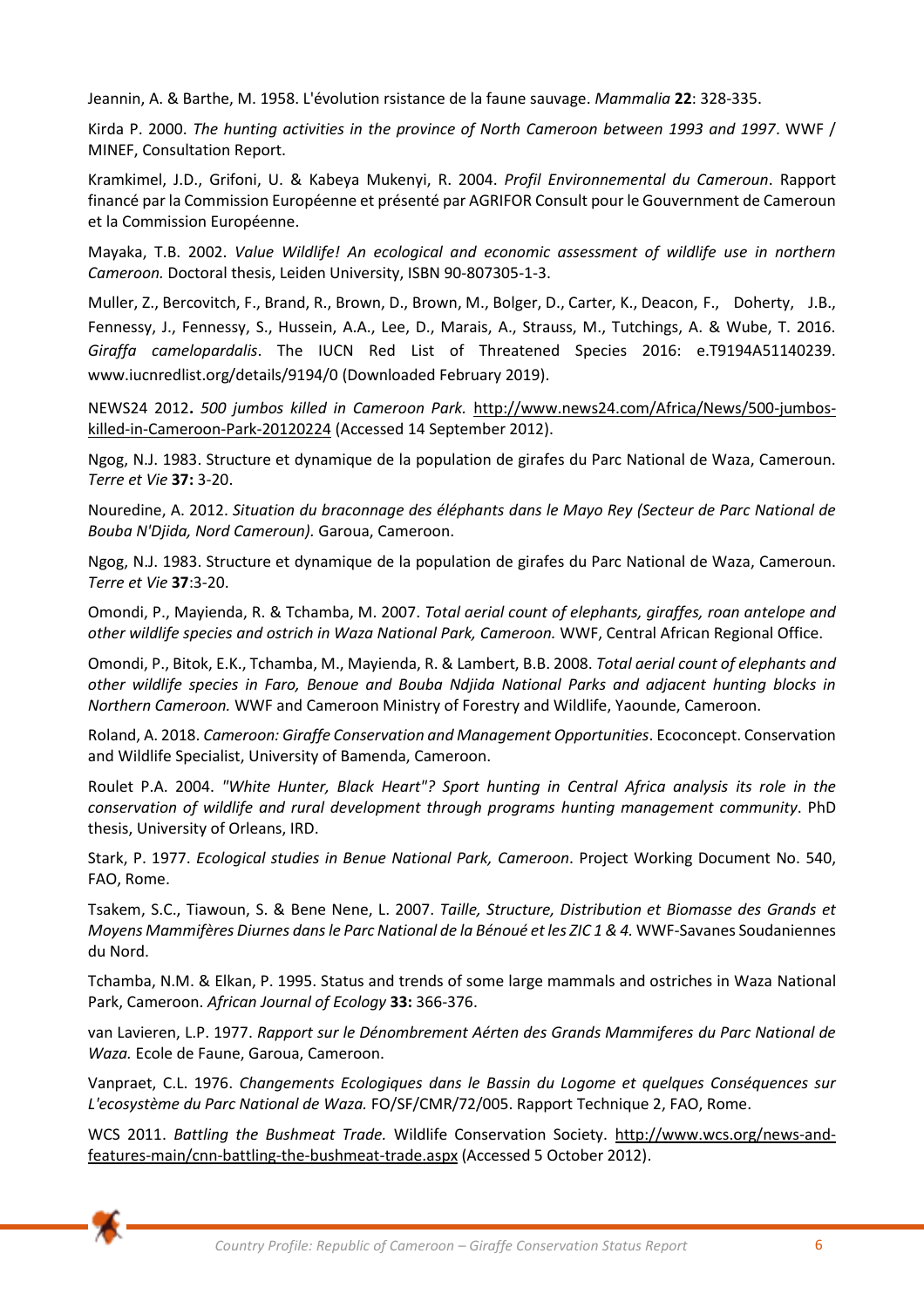Jeannin, A. & Barthe, M. 1958. L'évolution rsistance de la faune sauvage. *Mammalia* **22**: 328-335.

Kirda P. 2000. *The hunting activities in the province of North Cameroon between 1993 and 1997*. WWF / MINEF, Consultation Report.

Kramkimel, J.D., Grifoni, U. & Kabeya Mukenyi, R. 2004. *Profil Environnemental du Cameroun*. Rapport financé par la Commission Européenne et présenté par AGRIFOR Consult pour le Gouvernment de Cameroun et la Commission Européenne.

Mayaka, T.B. 2002. *Value Wildlife! An ecological and economic assessment of wildlife use in northern Cameroon.* Doctoral thesis, Leiden University, ISBN 90-807305-1-3.

Muller, Z., Bercovitch, F., Brand, R., Brown, D., Brown, M., Bolger, D., Carter, K., Deacon, F., Doherty, J.B., Fennessy, J., Fennessy, S., Hussein, A.A., Lee, D., Marais, A., Strauss, M., Tutchings, A. & Wube, T. 2016. *Giraffa camelopardalis*. The IUCN Red List of Threatened Species 2016: e.T9194A51140239. www.iucnredlist.org/details/9194/0 (Downloaded February 2019).

NEWS24 2012**.** *500 jumbos killed in Cameroon Park.* http://www.news24.com/Africa/News/500-jumbos-killed-in-Cameroon-Park-20120224 (Accessed 14 September 2012).

Ngog, N.J. 1983. Structure et dynamique de la population de girafes du Parc National de Waza, Cameroun. *Terre et Vie* **37:** 3-20.

Nouredine, A. 2012. *Situation du braconnage des éléphants dans le Mayo Rey (Secteur de Parc National de Bouba N'Djida, Nord Cameroun).* Garoua, Cameroon.

Ngog, N.J. 1983. Structure et dynamique de la population de girafes du Parc National de Waza, Cameroun. *Terre et Vie* **37**:3-20.

Omondi, P., Mayienda, R. & Tchamba, M. 2007. *Total aerial count of elephants, giraffes, roan antelope and other wildlife species and ostrich in Waza National Park, Cameroon.* WWF, Central African Regional Office.

Omondi, P., Bitok, E.K., Tchamba, M., Mayienda, R. & Lambert, B.B. 2008. *Total aerial count of elephants and other wildlife species in Faro, Benoue and Bouba Ndjida National Parks and adjacent hunting blocks in Northern Cameroon.* WWF and Cameroon Ministry of Forestry and Wildlife, Yaounde, Cameroon.

Roland, A. 2018. *Cameroon: Giraffe Conservation and Management Opportunities*. Ecoconcept. Conservation and Wildlife Specialist, University of Bamenda, Cameroon.

Roulet P.A. 2004. *"White Hunter, Black Heart"? Sport hunting in Central Africa analysis its role in the conservation of wildlife and rural development through programs hunting management community*. PhD thesis, University of Orleans, IRD.

Stark, P. 1977. *Ecological studies in Benue National Park, Cameroon*. Project Working Document No. 540, FAO, Rome.

Tsakem, S.C., Tiawoun, S. & Bene Nene, L. 2007. *Taille, Structure, Distribution et Biomasse des Grands et Moyens Mammifères Diurnes dans le Parc National de la Bénoué et les ZIC 1 & 4.* WWF-Savanes Soudaniennes du Nord.

Tchamba, N.M. & Elkan, P. 1995. Status and trends of some large mammals and ostriches in Waza National Park, Cameroon. *African Journal of Ecology* **33:** 366-376.

van Lavieren, L.P. 1977. *Rapport sur le Dénombrement Aérten des Grands Mammiferes du Parc National de Waza.* Ecole de Faune, Garoua, Cameroon.

Vanpraet, C.L. 1976. *Changements Ecologiques dans le Bassin du Logome et quelques Conséquences sur L'ecosystème du Parc National de Waza.* FO/SF/CMR/72/005. Rapport Technique 2, FAO, Rome.

WCS 2011. *Battling the Bushmeat Trade.* Wildlife Conservation Society. http://www.wcs.org/news-and-features-main/cnn-battling-the-bushmeat-trade.aspx (Accessed 5 October 2012).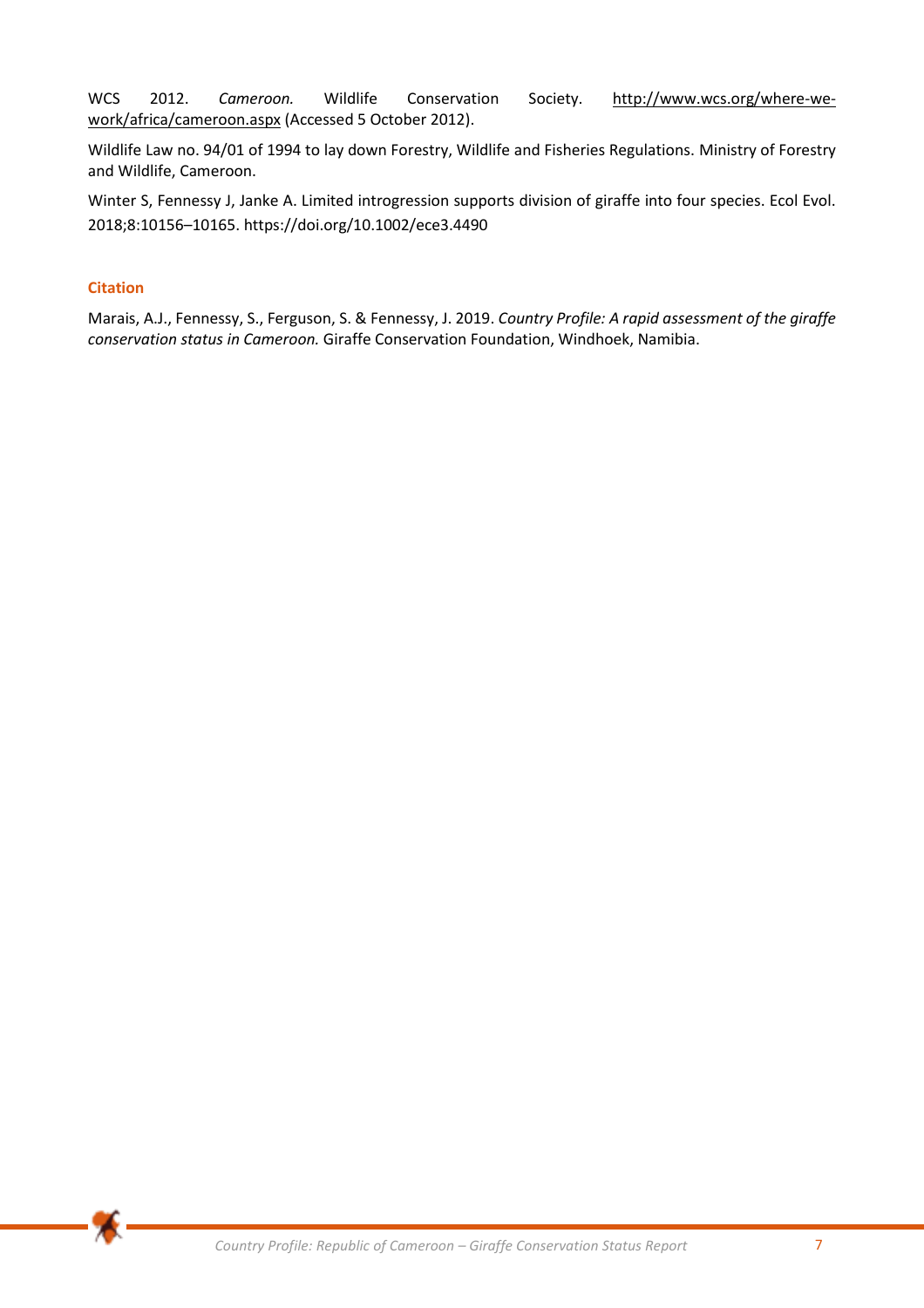WCS 2012. *Cameroon.* Wildlife Conservation Society. http://www.wcs.org/where-we-work/africa/cameroon.aspx (Accessed 5 October 2012).

Wildlife Law no. 94/01 of 1994 to lay down Forestry, Wildlife and Fisheries Regulations. Ministry of Forestry and Wildlife, Cameroon.

Winter S, Fennessy J, Janke A. Limited introgression supports division of giraffe into four species. Ecol Evol. 2018;8:10156–10165. https://doi.org/10.1002/ece3.4490

### Citation

Marais, A.J., Fennessy, S., Ferguson, S. & Fennessy, J. 2019. *Country Profile: A rapid assessment of the giraffe conservation status in Cameroon.* Giraffe Conservation Foundation, Windhoek, Namibia.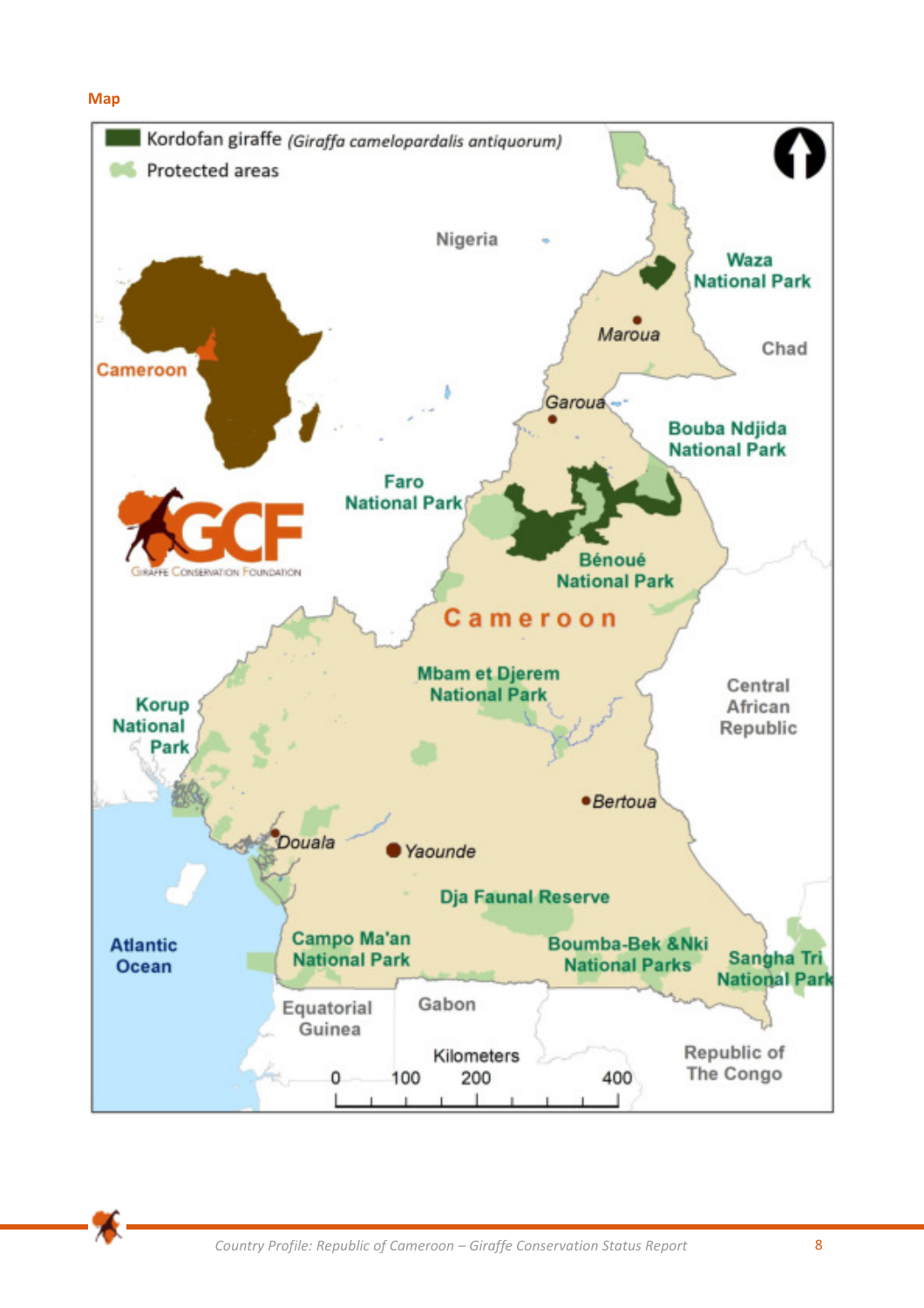## Map

Kordofan giraffe *(Giraffa camelopardalis antiquorum)*

Protected areas

Nigeria

Waza National Park

Maroua

Chad

Garoua

Bouba Ndjida National Park

Faro National Park

Bénoué National Park

Cameroon

Mbam et Djerem National Park

Korup National Park

Central African Republic

Bertoua

Douala

Yaounde

Dja Faunal Reserve

Atlantic Ocean

Campo Ma'an National Park

Boumba-Bek &Nki National Parks

Sangha Tri National Park

Equatorial Guinea

Gabon

Republic of The Congo

Kilometers

0 100 200 400

GCF

Giraffe Conservation Foundation